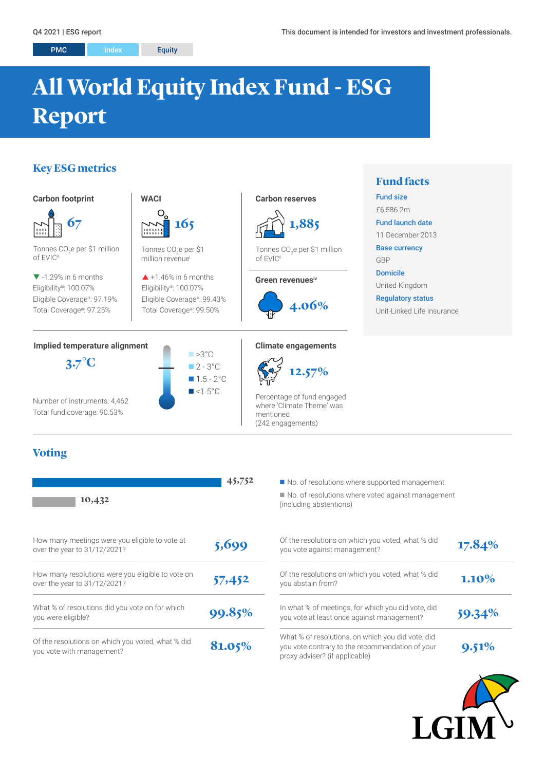Q4 2021 | ESG report

This document is intended for investors and investment professionals.

PMC | Index | Equity

# All World Equity Index Fund - ESG Report

## Key ESG metrics

### Carbon footprint

**67**

Tonnes $CO_2$e per $1 million of EVIC[ii]

▼ -1.29% in 6 months
Eligibility[iii]: 100.07%
Eligible Coverage[iii]: 97.19%
Total Coverage[iii]: 97.25%

### WACI

**165**

Tonnes $CO_2$e per $1 million revenue[i]

▲ +1.46% in 6 months
Eligibility[iii]: 100.07%
Eligible Coverage[iii]: 99.43%
Total Coverage[iii]: 99.50%

### Carbon reserves

**1,885**

Tonnes $CO_2$e per $1 million of EVIC[ii]

### Green revenues[iv]

**4.06%**

### Implied temperature alignment

**3.7°C**

- >3°C
- 2 - 3°C
- 1.5 - 2°C
- <1.5°C

Number of instruments: 4,462
Total fund coverage: 90.53%

### Climate engagements

**12.57%**

Percentage of fund engaged where 'Climate Theme' was mentioned
(242 engagements)

## Fund facts

**Fund size**
£6,586.2m

**Fund launch date**
11 December 2013

**Base currency**
GBP

**Domicile**
United Kingdom

**Regulatory status**
Unit-Linked Life Insurance

## Voting

- No. of resolutions where supported management: 45,752
- No. of resolutions where voted against management (including abstentions): 10,432

| Question | Value |
|---|---|
| How many meetings were you eligible to vote at over the year to 31/12/2021? | 5,699 |
| How many resolutions were you eligible to vote on over the year to 31/12/2021? | 57,452 |
| What % of resolutions did you vote on for which you were eligible? | 99.85% |
| Of the resolutions on which you voted, what % did you vote with management? | 81.05% |
| Of the resolutions on which you voted, what % did you vote against management? | 17.84% |
| Of the resolutions on which you voted, what % did you abstain from? | 1.10% |
| In what % of meetings, for which you did vote, did you vote at least once against management? | 59.34% |
| What % of resolutions, on which you did vote, did you vote contrary to the recommendation of your proxy adviser? (if applicable) | 9.51% |

LGIM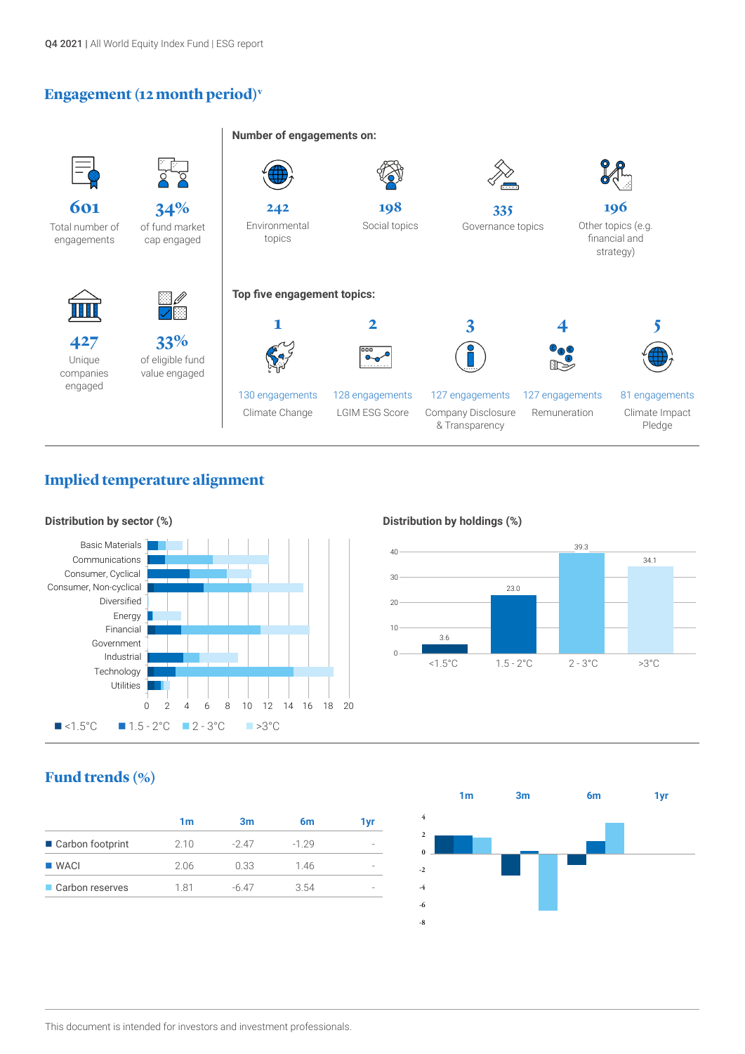## Engagement (12 month period)[v]

**601** Total number of engagements

**34%** of fund market cap engaged

**427** Unique companies engaged

**33%** of eligible fund value engaged

**Number of engagements on:**

**242** Environmental topics

**198** Social topics

**335** Governance topics

**196** Other topics (e.g. financial and strategy)

**Top five engagement topics:**

1. 130 engagements — Climate Change
2. 128 engagements — LGIM ESG Score
3. 127 engagements — Company Disclosure & Transparency
4. 127 engagements — Remuneration
5. 81 engagements — Climate Impact Pledge

## Implied temperature alignment

**Distribution by sector (%)**

Basic Materials, Communications, Consumer, Cyclical, Consumer, Non-cyclical, Diversified, Energy, Financial, Government, Industrial, Technology, Utilities

0 2 4 6 8 10 12 14 16 18 20

■ <1.5°C ■ 1.5 - 2°C ■ 2 - 3°C ■ >3°C

**Distribution by holdings (%)**

| <1.5°C | 1.5 - 2°C | 2 - 3°C | >3°C |
|---|---|---|---|
| 3.6 | 23.0 | 39.3 | 34.1 |

## Fund trends (%)

| | 1m | 3m | 6m | 1yr |
|---|---|---|---|---|
| ■ Carbon footprint | 2.10 | -2.47 | -1.29 | - |
| ■ WACI | 2.06 | 0.33 | 1.46 | - |
| ■ Carbon reserves | 1.81 | -6.47 | 3.54 | - |

This document is intended for investors and investment professionals.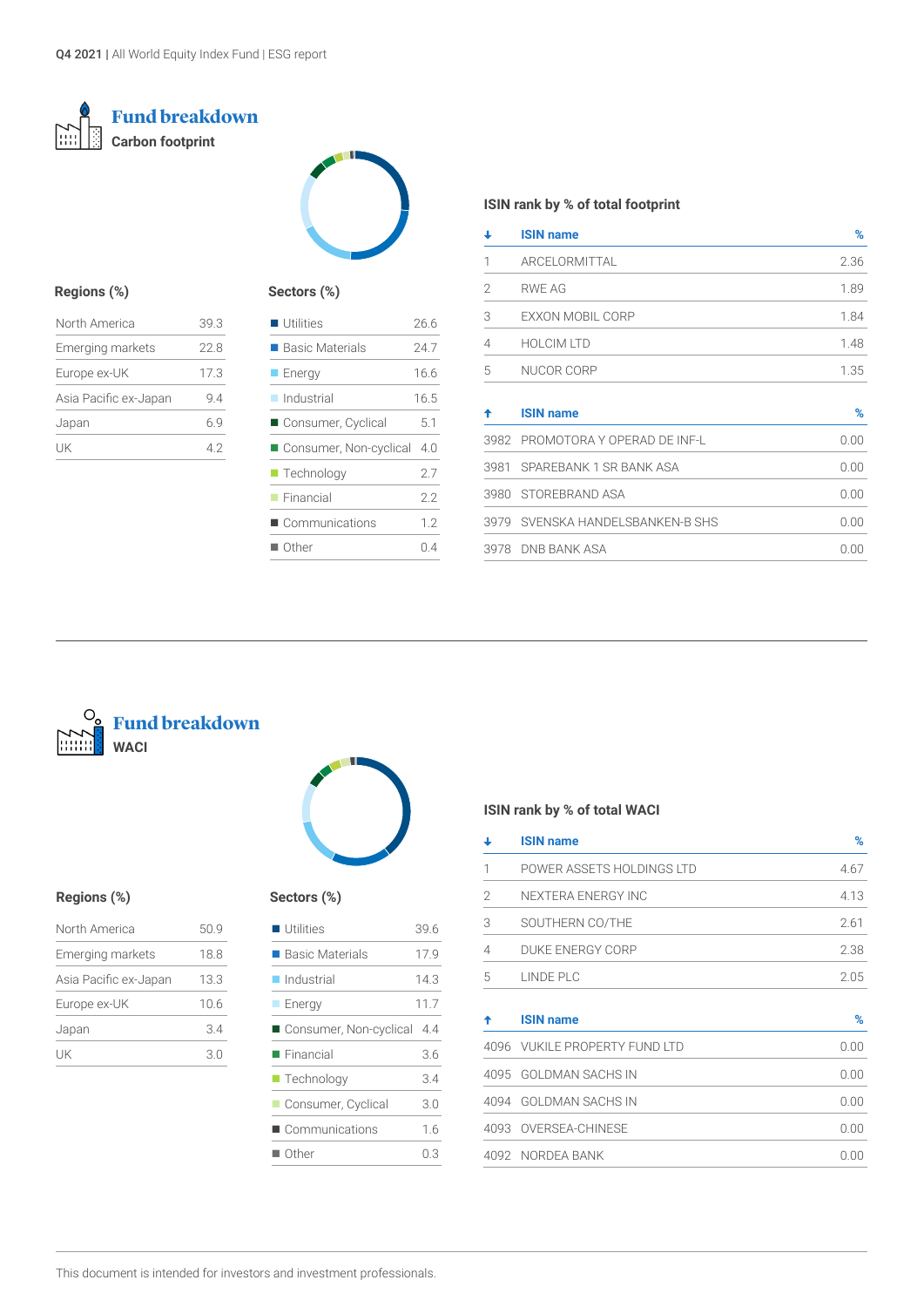## Fund breakdown

### Carbon footprint

#### Regions (%)

| Region | % |
|---|---|
| North America | 39.3 |
| Emerging markets | 22.8 |
| Europe ex-UK | 17.3 |
| Asia Pacific ex-Japan | 9.4 |
| Japan | 6.9 |
| UK | 4.2 |

#### Sectors (%)

| Sector | % |
|---|---|
| Utilities | 26.6 |
| Basic Materials | 24.7 |
| Energy | 16.6 |
| Industrial | 16.5 |
| Consumer, Cyclical | 5.1 |
| Consumer, Non-cyclical | 4.0 |
| Technology | 2.7 |
| Financial | 2.2 |
| Communications | 1.2 |
| Other | 0.4 |

#### ISIN rank by % of total footprint

| ↓ | ISIN name | % |
|---|---|---|
| 1 | ARCELORMITTAL | 2.36 |
| 2 | RWE AG | 1.89 |
| 3 | EXXON MOBIL CORP | 1.84 |
| 4 | HOLCIM LTD | 1.48 |
| 5 | NUCOR CORP | 1.35 |

| ↑ | ISIN name | % |
|---|---|---|
| 3982 | PROMOTORA Y OPERAD DE INF-L | 0.00 |
| 3981 | SPAREBANK 1 SR BANK ASA | 0.00 |
| 3980 | STOREBRAND ASA | 0.00 |
| 3979 | SVENSKA HANDELSBANKEN-B SHS | 0.00 |
| 3978 | DNB BANK ASA | 0.00 |

## Fund breakdown

### WACI

#### Regions (%)

| Region | % |
|---|---|
| North America | 50.9 |
| Emerging markets | 18.8 |
| Asia Pacific ex-Japan | 13.3 |
| Europe ex-UK | 10.6 |
| Japan | 3.4 |
| UK | 3.0 |

#### Sectors (%)

| Sector | % |
|---|---|
| Utilities | 39.6 |
| Basic Materials | 17.9 |
| Industrial | 14.3 |
| Energy | 11.7 |
| Consumer, Non-cyclical | 4.4 |
| Financial | 3.6 |
| Technology | 3.4 |
| Consumer, Cyclical | 3.0 |
| Communications | 1.6 |
| Other | 0.3 |

#### ISIN rank by % of total WACI

| ↓ | ISIN name | % |
|---|---|---|
| 1 | POWER ASSETS HOLDINGS LTD | 4.67 |
| 2 | NEXTERA ENERGY INC | 4.13 |
| 3 | SOUTHERN CO/THE | 2.61 |
| 4 | DUKE ENERGY CORP | 2.38 |
| 5 | LINDE PLC | 2.05 |

| ↑ | ISIN name | % |
|---|---|---|
| 4096 | VUKILE PROPERTY FUND LTD | 0.00 |
| 4095 | GOLDMAN SACHS IN | 0.00 |
| 4094 | GOLDMAN SACHS IN | 0.00 |
| 4093 | OVERSEA-CHINESE | 0.00 |
| 4092 | NORDEA BANK | 0.00 |

This document is intended for investors and investment professionals.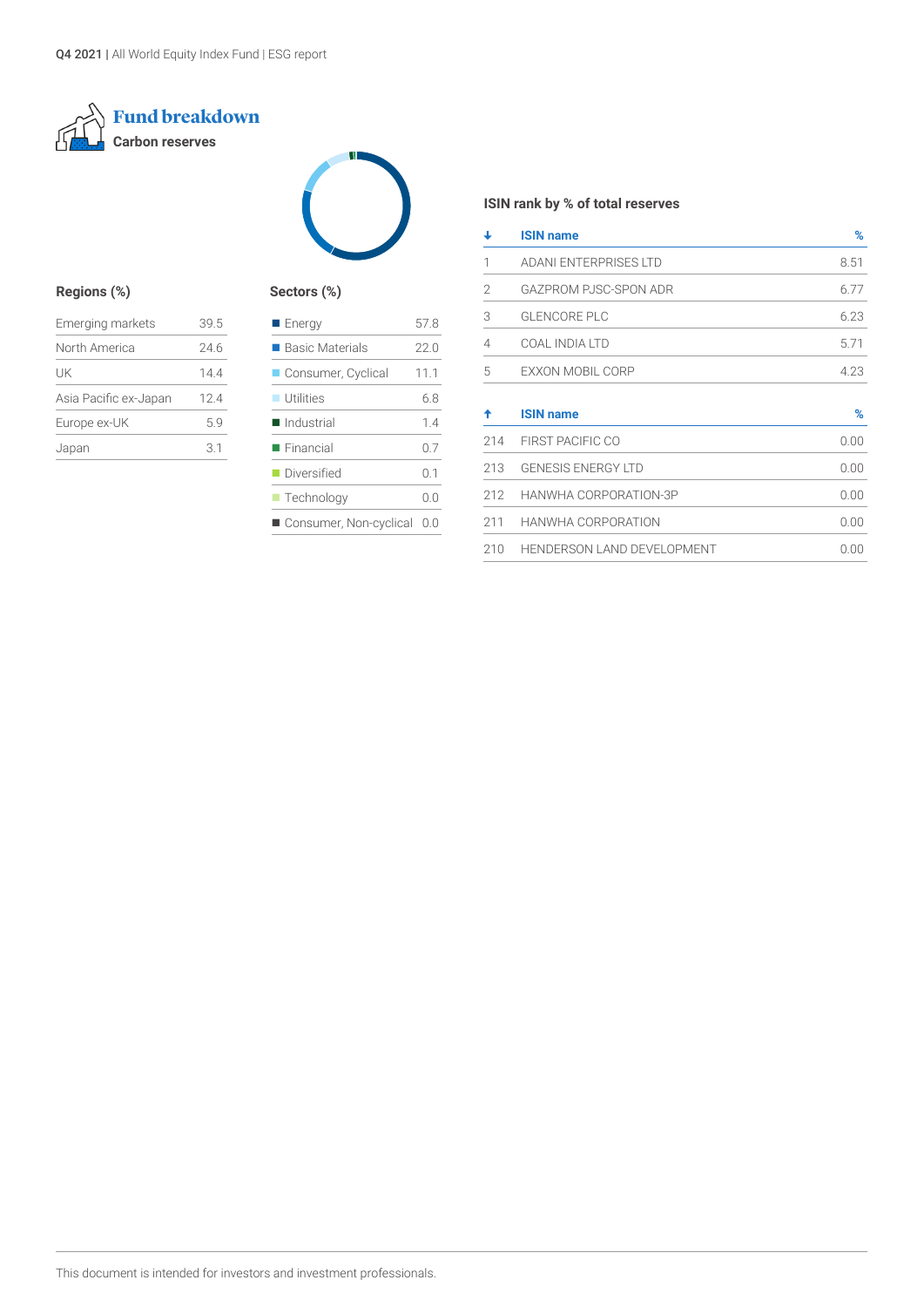## Fund breakdown

### Carbon reserves

#### Regions (%)

| | |
|---|---|
| Emerging markets | 39.5 |
| North America | 24.6 |
| UK | 14.4 |
| Asia Pacific ex-Japan | 12.4 |
| Europe ex-UK | 5.9 |
| Japan | 3.1 |

#### Sectors (%)

| | |
|---|---|
| Energy | 57.8 |
| Basic Materials | 22.0 |
| Consumer, Cyclical | 11.1 |
| Utilities | 6.8 |
| Industrial | 1.4 |
| Financial | 0.7 |
| Diversified | 0.1 |
| Technology | 0.0 |
| Consumer, Non-cyclical | 0.0 |

#### ISIN rank by % of total reserves

| ↓ | ISIN name | % |
|---|---|---|
| 1 | ADANI ENTERPRISES LTD | 8.51 |
| 2 | GAZPROM PJSC-SPON ADR | 6.77 |
| 3 | GLENCORE PLC | 6.23 |
| 4 | COAL INDIA LTD | 5.71 |
| 5 | EXXON MOBIL CORP | 4.23 |

| ↑ | ISIN name | % |
|---|---|---|
| 214 | FIRST PACIFIC CO | 0.00 |
| 213 | GENESIS ENERGY LTD | 0.00 |
| 212 | HANWHA CORPORATION-3P | 0.00 |
| 211 | HANWHA CORPORATION | 0.00 |
| 210 | HENDERSON LAND DEVELOPMENT | 0.00 |

This document is intended for investors and investment professionals.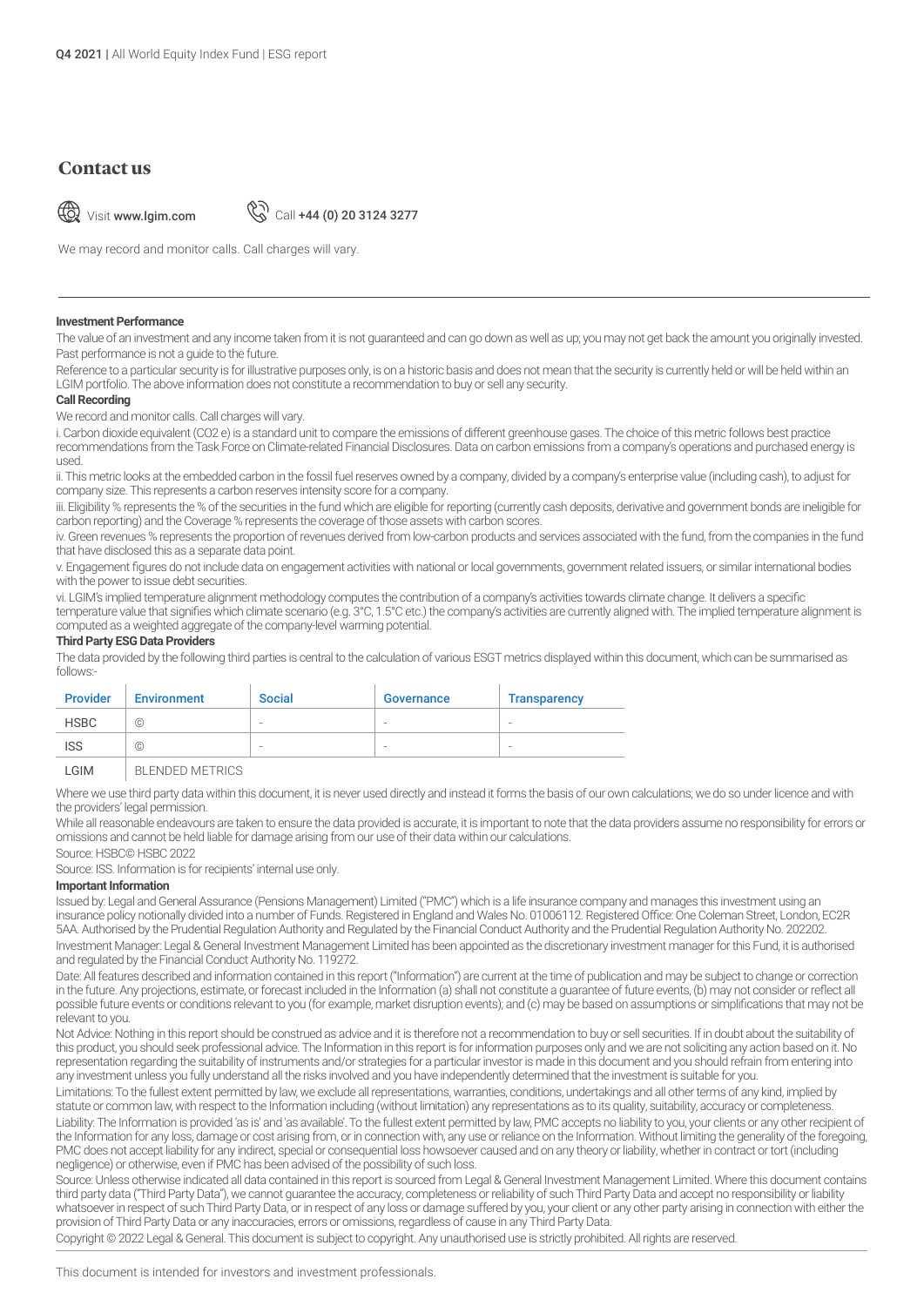## Contact us

Visit **www.lgim.com** Call **+44 (0) 20 3124 3277**

We may record and monitor calls. Call charges will vary.

**Investment Performance**

The value of an investment and any income taken from it is not guaranteed and can go down as well as up; you may not get back the amount you originally invested. Past performance is not a guide to the future.

Reference to a particular security is for illustrative purposes only, is on a historic basis and does not mean that the security is currently held or will be held within an LGIM portfolio. The above information does not constitute a recommendation to buy or sell any security.

**Call Recording**

We record and monitor calls. Call charges will vary.

i. Carbon dioxide equivalent ($CO_2$ e) is a standard unit to compare the emissions of different greenhouse gases. The choice of this metric follows best practice recommendations from the Task Force on Climate-related Financial Disclosures. Data on carbon emissions from a company's operations and purchased energy is used.

ii. This metric looks at the embedded carbon in the fossil fuel reserves owned by a company, divided by a company's enterprise value (including cash), to adjust for company size. This represents a carbon reserves intensity score for a company.

iii. Eligibility % represents the % of the securities in the fund which are eligible for reporting (currently cash deposits, derivative and government bonds are ineligible for carbon reporting) and the Coverage % represents the coverage of those assets with carbon scores.

iv. Green revenues % represents the proportion of revenues derived from low-carbon products and services associated with the fund, from the companies in the fund that have disclosed this as a separate data point.

v. Engagement figures do not include data on engagement activities with national or local governments, government related issuers, or similar international bodies with the power to issue debt securities.

vi. LGIM's implied temperature alignment methodology computes the contribution of a company's activities towards climate change. It delivers a specific temperature value that signifies which climate scenario (e.g. 3°C, 1.5°C etc.) the company's activities are currently aligned with. The implied temperature alignment is computed as a weighted aggregate of the company-level warming potential.

**Third Party ESG Data Providers**

The data provided by the following third parties is central to the calculation of various ESGT metrics displayed within this document, which can be summarised as follows:-

| Provider | Environment | Social | Governance | Transparency |
|---|---|---|---|---|
| HSBC | © | - | - | - |
| ISS | © | - | - | - |
| LGIM | BLENDED METRICS | | | |

Where we use third party data within this document, it is never used directly and instead it forms the basis of our own calculations; we do so under licence and with the providers' legal permission.

While all reasonable endeavours are taken to ensure the data provided is accurate, it is important to note that the data providers assume no responsibility for errors or omissions and cannot be held liable for damage arising from our use of their data within our calculations.

Source: HSBC© HSBC 2022

Source: ISS. Information is for recipients' internal use only.

**Important Information**

Issued by: Legal and General Assurance (Pensions Management) Limited ("PMC") which is a life insurance company and manages this investment using an insurance policy notionally divided into a number of Funds. Registered in England and Wales No. 01006112. Registered Office: One Coleman Street, London, EC2R 5AA. Authorised by the Prudential Regulation Authority and Regulated by the Financial Conduct Authority and the Prudential Regulation Authority No. 202202.

Investment Manager: Legal & General Investment Management Limited has been appointed as the discretionary investment manager for this Fund, it is authorised and regulated by the Financial Conduct Authority No. 119272.

Date: All features described and information contained in this report ("Information") are current at the time of publication and may be subject to change or correction in the future. Any projections, estimate, or forecast included in the Information (a) shall not constitute a guarantee of future events, (b) may not consider or reflect all possible future events or conditions relevant to you (for example, market disruption events); and (c) may be based on assumptions or simplifications that may not be relevant to you.

Not Advice: Nothing in this report should be construed as advice and it is therefore not a recommendation to buy or sell securities. If in doubt about the suitability of this product, you should seek professional advice. The Information in this report is for information purposes only and we are not soliciting any action based on it. No representation regarding the suitability of instruments and/or strategies for a particular investor is made in this document and you should refrain from entering into any investment unless you fully understand all the risks involved and you have independently determined that the investment is suitable for you.

Limitations: To the fullest extent permitted by law, we exclude all representations, warranties, conditions, undertakings and all other terms of any kind, implied by statute or common law, with respect to the Information including (without limitation) any representations as to its quality, suitability, accuracy or completeness.

Liability: The Information is provided 'as is' and 'as available'. To the fullest extent permitted by law, PMC accepts no liability to you, your clients or any other recipient of the Information for any loss, damage or cost arising from, or in connection with, any use or reliance on the Information. Without limiting the generality of the foregoing, PMC does not accept liability for any indirect, special or consequential loss howsoever caused and on any theory or liability, whether in contract or tort (including negligence) or otherwise, even if PMC has been advised of the possibility of such loss.

Source: Unless otherwise indicated all data contained in this report is sourced from Legal & General Investment Management Limited. Where this document contains third party data ("Third Party Data"), we cannot guarantee the accuracy, completeness or reliability of such Third Party Data and accept no responsibility or liability whatsoever in respect of such Third Party Data, or in respect of any loss or damage suffered by you, your client or any other party arising in connection with either the provision of Third Party Data or any inaccuracies, errors or omissions, regardless of cause in any Third Party Data.

Copyright © 2022 Legal & General. This document is subject to copyright. Any unauthorised use is strictly prohibited. All rights are reserved.

This document is intended for investors and investment professionals.